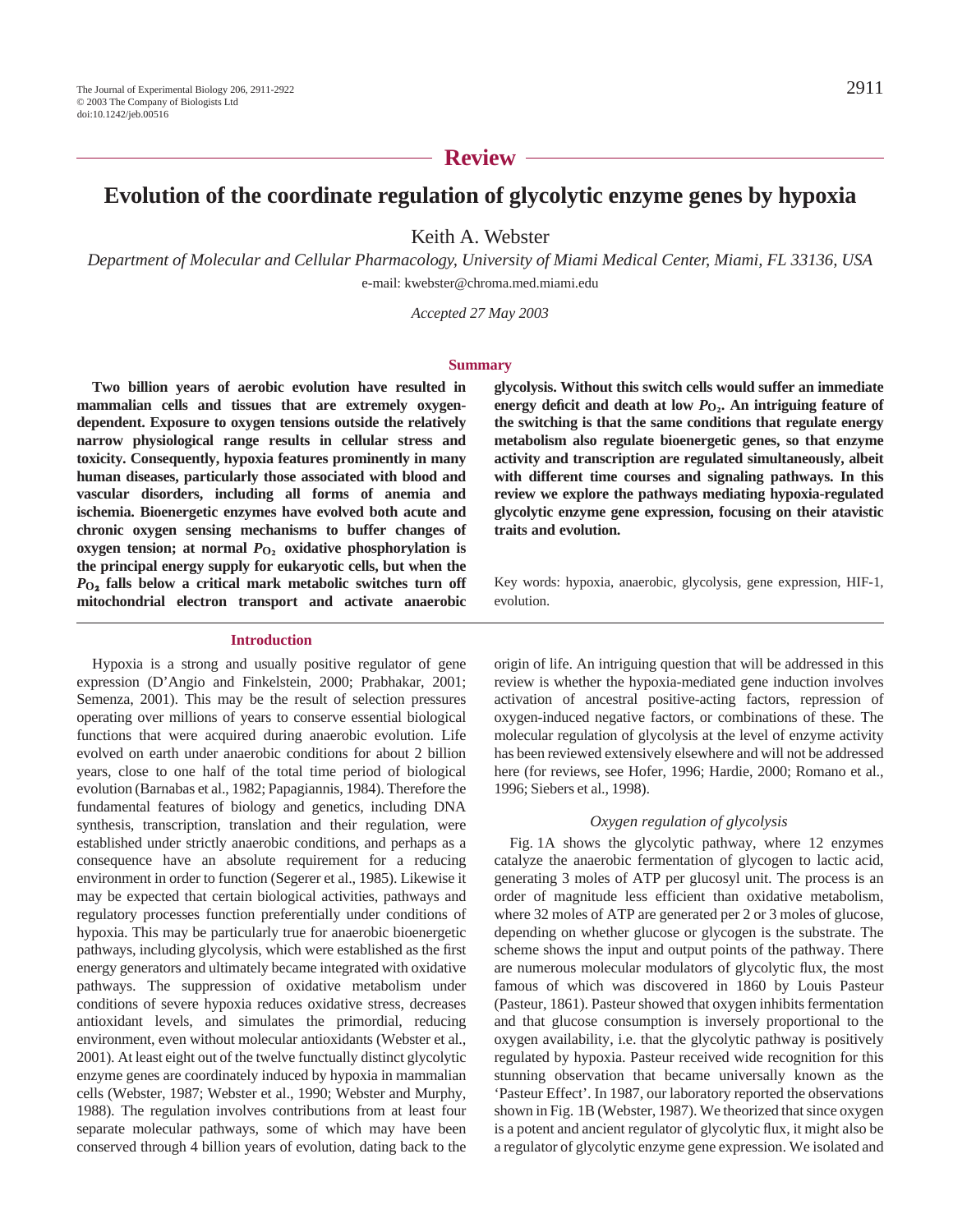## Review

# Evolution of the coordinate regulation of glycolytic enzyme genes by hypoxia

Keith A. Webster

*Department of Molecular and Cellular Pharmacology, University of Miami Medical Center, Miami, FL 33136, USA*

e-mail: kwebster@chroma.med.miami.edu

*Accepted 27 May 2003*

### Summary

**Two billion years of aerobic evolution have resulted in mammalian cells and tissues that are extremely oxygen-dependent. Exposure to oxygen tensions outside the relatively narrow physiological range results in cellular stress and toxicity. Consequently, hypoxia features prominently in many human diseases, particularly those associated with blood and vascular disorders, including all forms of anemia and ischemia. Bioenergetic enzymes have evolved both acute and chronic oxygen sensing mechanisms to buffer changes of oxygen tension; at normal $P_{O_2}$ oxidative phosphorylation is the principal energy supply for eukaryotic cells, but when the $P_{O_2}$ falls below a critical mark metabolic switches turn off mitochondrial electron transport and activate anaerobic glycolysis. Without this switch cells would suffer an immediate energy deficit and death at low $P_{O_2}$. An intriguing feature of the switching is that the same conditions that regulate energy metabolism also regulate bioenergetic genes, so that enzyme activity and transcription are regulated simultaneously, albeit with different time courses and signaling pathways. In this review we explore the pathways mediating hypoxia-regulated glycolytic enzyme gene expression, focusing on their atavistic traits and evolution.**

Key words: hypoxia, anaerobic, glycolysis, gene expression, HIF-1, evolution.

### Introduction

Hypoxia is a strong and usually positive regulator of gene expression (D'Angio and Finkelstein, 2000; Prabhakar, 2001; Semenza, 2001). This may be the result of selection pressures operating over millions of years to conserve essential biological functions that were acquired during anaerobic evolution. Life evolved on earth under anaerobic conditions for about 2 billion years, close to one half of the total time period of biological evolution (Barnabas et al., 1982; Papagiannis, 1984). Therefore the fundamental features of biology and genetics, including DNA synthesis, transcription, translation and their regulation, were established under strictly anaerobic conditions, and perhaps as a consequence have an absolute requirement for a reducing environment in order to function (Segerer et al., 1985). Likewise it may be expected that certain biological activities, pathways and regulatory processes function preferentially under conditions of hypoxia. This may be particularly true for anaerobic bioenergetic pathways, including glycolysis, which were established as the first energy generators and ultimately became integrated with oxidative pathways. The suppression of oxidative metabolism under conditions of severe hypoxia reduces oxidative stress, decreases antioxidant levels, and simulates the primordial, reducing environment, even without molecular antioxidants (Webster et al., 2001). At least eight out of the twelve functually distinct glycolytic enzyme genes are coordinately induced by hypoxia in mammalian cells (Webster, 1987; Webster et al., 1990; Webster and Murphy, 1988). The regulation involves contributions from at least four separate molecular pathways, some of which may have been conserved through 4 billion years of evolution, dating back to the origin of life. An intriguing question that will be addressed in this review is whether the hypoxia-mediated gene induction involves activation of ancestral positive-acting factors, repression of oxygen-induced negative factors, or combinations of these. The molecular regulation of glycolysis at the level of enzyme activity has been reviewed extensively elsewhere and will not be addressed here (for reviews, see Hofer, 1996; Hardie, 2000; Romano et al., 1996; Siebers et al., 1998).

#### *Oxygen regulation of glycolysis*

Fig. 1A shows the glycolytic pathway, where 12 enzymes catalyze the anaerobic fermentation of glycogen to lactic acid, generating 3 moles of ATP per glucosyl unit. The process is an order of magnitude less efficient than oxidative metabolism, where 32 moles of ATP are generated per 2 or 3 moles of glucose, depending on whether glucose or glycogen is the substrate. The scheme shows the input and output points of the pathway. There are numerous molecular modulators of glycolytic flux, the most famous of which was discovered in 1860 by Louis Pasteur (Pasteur, 1861). Pasteur showed that oxygen inhibits fermentation and that glucose consumption is inversely proportional to the oxygen availability, i.e. that the glycolytic pathway is positively regulated by hypoxia. Pasteur received wide recognition for this stunning observation that became universally known as the 'Pasteur Effect'. In 1987, our laboratory reported the observations shown in Fig. 1B (Webster, 1987). We theorized that since oxygen is a potent and ancient regulator of glycolytic flux, it might also be a regulator of glycolytic enzyme gene expression. We isolated and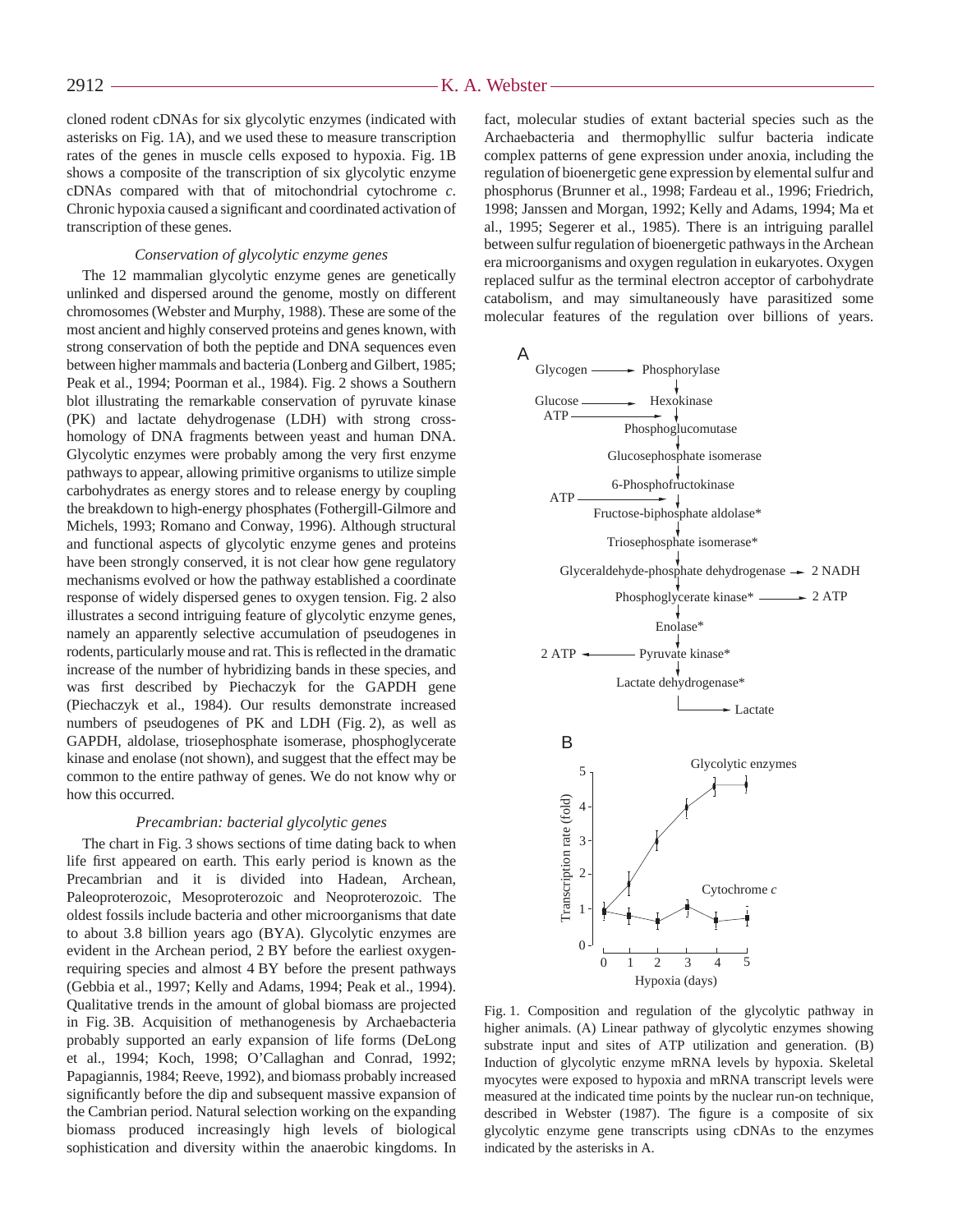cloned rodent cDNAs for six glycolytic enzymes (indicated with asterisks on Fig. 1A), and we used these to measure transcription rates of the genes in muscle cells exposed to hypoxia. Fig. 1B shows a composite of the transcription of six glycolytic enzyme cDNAs compared with that of mitochondrial cytochrome *c*. Chronic hypoxia caused a significant and coordinated activation of transcription of these genes.

### *Conservation of glycolytic enzyme genes*

The 12 mammalian glycolytic enzyme genes are genetically unlinked and dispersed around the genome, mostly on different chromosomes (Webster and Murphy, 1988). These are some of the most ancient and highly conserved proteins and genes known, with strong conservation of both the peptide and DNA sequences even between higher mammals and bacteria (Lonberg and Gilbert, 1985; Peak et al., 1994; Poorman et al., 1984). Fig. 2 shows a Southern blot illustrating the remarkable conservation of pyruvate kinase (PK) and lactate dehydrogenase (LDH) with strong cross-homology of DNA fragments between yeast and human DNA. Glycolytic enzymes were probably among the very first enzyme pathways to appear, allowing primitive organisms to utilize simple carbohydrates as energy stores and to release energy by coupling the breakdown to high-energy phosphates (Fothergill-Gilmore and Michels, 1993; Romano and Conway, 1996). Although structural and functional aspects of glycolytic enzyme genes and proteins have been strongly conserved, it is not clear how gene regulatory mechanisms evolved or how the pathway established a coordinate response of widely dispersed genes to oxygen tension. Fig. 2 also illustrates a second intriguing feature of glycolytic enzyme genes, namely an apparently selective accumulation of pseudogenes in rodents, particularly mouse and rat. This is reflected in the dramatic increase of the number of hybridizing bands in these species, and was first described by Piechaczyk for the GAPDH gene (Piechaczyk et al., 1984). Our results demonstrate increased numbers of pseudogenes of PK and LDH (Fig. 2), as well as GAPDH, aldolase, triosephosphate isomerase, phosphoglycerate kinase and enolase (not shown), and suggest that the effect may be common to the entire pathway of genes. We do not know why or how this occurred.

### *Precambrian: bacterial glycolytic genes*

The chart in Fig. 3 shows sections of time dating back to when life first appeared on earth. This early period is known as the Precambrian and it is divided into Hadean, Archean, Paleoproterozoic, Mesoproterozoic and Neoproterozoic. The oldest fossils include bacteria and other microorganisms that date to about 3.8 billion years ago (BYA). Glycolytic enzymes are evident in the Archean period, 2 BY before the earliest oxygen-requiring species and almost 4 BY before the present pathways (Gebbia et al., 1997; Kelly and Adams, 1994; Peak et al., 1994). Qualitative trends in the amount of global biomass are projected in Fig. 3B. Acquisition of methanogenesis by Archaebacteria probably supported an early expansion of life forms (DeLong et al., 1994; Koch, 1998; O'Callaghan and Conrad, 1992; Papagiannis, 1984; Reeve, 1992), and biomass probably increased significantly before the dip and subsequent massive expansion of the Cambrian period. Natural selection working on the expanding biomass produced increasingly high levels of biological sophistication and diversity within the anaerobic kingdoms. In fact, molecular studies of extant bacterial species such as the Archaebacteria and thermophyllic sulfur bacteria indicate complex patterns of gene expression under anoxia, including the regulation of bioenergetic gene expression by elemental sulfur and phosphorus (Brunner et al., 1998; Fardeau et al., 1996; Friedrich, 1998; Janssen and Morgan, 1992; Kelly and Adams, 1994; Ma et al., 1995; Segerer et al., 1985). There is an intriguing parallel between sulfur regulation of bioenergetic pathways in the Archean era microorganisms and oxygen regulation in eukaryotes. Oxygen replaced sulfur as the terminal electron acceptor of carbohydrate catabolism, and may simultaneously have parasitized some molecular features of the regulation over billions of years.

Fig. 1. Composition and regulation of the glycolytic pathway in higher animals. (A) Linear pathway of glycolytic enzymes showing substrate input and sites of ATP utilization and generation. (B) Induction of glycolytic enzyme mRNA levels by hypoxia. Skeletal myocytes were exposed to hypoxia and mRNA transcript levels were measured at the indicated time points by the nuclear run-on technique, described in Webster (1987). The figure is a composite of six glycolytic enzyme gene transcripts using cDNAs to the enzymes indicated by the asterisks in A.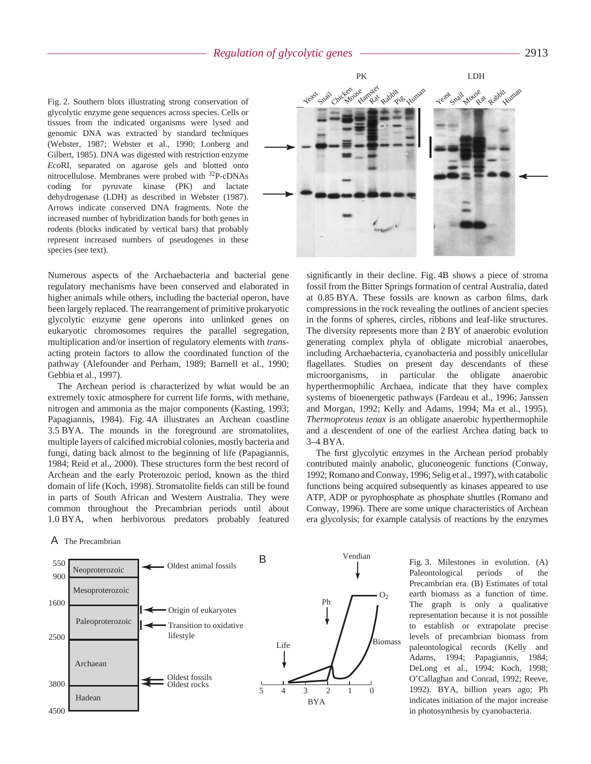Fig. 2. Southern blots illustrating strong conservation of glycolytic enzyme gene sequences across species. Cells or tissues from the indicated organisms were lysed and genomic DNA was extracted by standard techniques (Webster, 1987; Webster et al., 1990; Lonberg and Gilbert, 1985). DNA was digested with restriction enzyme *Eco*RI, separated on agarose gels and blotted onto nitrocellulose. Membranes were probed with $^{32}$P-cDNAs coding for pyruvate kinase (PK) and lactate dehydrogenase (LDH) as described in Webster (1987). Arrows indicate conserved DNA fragments. Note the increased number of hybridization bands for both genes in rodents (blocks indicated by vertical bars) that probably represent increased numbers of pseudogenes in these species (see text).

Numerous aspects of the Archaebacteria and bacterial gene regulatory mechanisms have been conserved and elaborated in higher animals while others, including the bacterial operon, have been largely replaced. The rearrangement of primitive prokaryotic glycolytic enzyme gene operons into unlinked genes on eukaryotic chromosomes requires the parallel segregation, multiplication and/or insertion of regulatory elements with *trans*-acting protein factors to allow the coordinated function of the pathway (Alefounder and Perham, 1989; Barnell et al., 1990; Gebbia et al., 1997).

The Archean period is characterized by what would be an extremely toxic atmosphere for current life forms, with methane, nitrogen and ammonia as the major components (Kasting, 1993; Papagiannis, 1984). Fig. 4A illustrates an Archean coastline 3.5 BYA. The mounds in the foreground are stromatolites, multiple layers of calcified microbial colonies, mostly bacteria and fungi, dating back almost to the beginning of life (Papagiannis, 1984; Reid et al., 2000). These structures form the best record of Archean and the early Proterozoic period, known as the third domain of life (Koch, 1998). Stromatolite fields can still be found in parts of South African and Western Australia. They were common throughout the Precambrian periods until about 1.0 BYA, when herbivorous predators probably featured significantly in their decline. Fig. 4B shows a piece of stroma fossil from the Bitter Springs formation of central Australia, dated at 0.85 BYA. These fossils are known as carbon films, dark compressions in the rock revealing the outlines of ancient species in the forms of spheres, circles, ribbons and leaf-like structures. The diversity represents more than 2 BY of anaerobic evolution generating complex phyla of obligate microbial anaerobes, including Archaebacteria, cyanobacteria and possibly unicellular flagellates. Studies on present day descendants of these microorganisms, in particular the obligate anaerobic hyperthermophilic Archaea, indicate that they have complex systems of bioenergetic pathways (Fardeau et al., 1996; Janssen and Morgan, 1992; Kelly and Adams, 1994; Ma et al., 1995). *Thermoproteus tenax* is an obligate anaerobic hyperthermophile and a descendent of one of the earliest Archea dating back to 3–4 BYA.

The first glycolytic enzymes in the Archean period probably contributed mainly anabolic, gluconeogenic functions (Conway, 1992; Romano and Conway, 1996; Selig et al., 1997), with catabolic functions being acquired subsequently as kinases appeared to use ATP, ADP or pyrophosphate as phosphate shuttles (Romano and Conway, 1996). There are some unique characteristics of Archean era glycolysis; for example catalysis of reactions by the enzymes

Fig. 3. Milestones in evolution. (A) Paleontological periods of the Precambrian era. (B) Estimates of total earth biomass as a function of time. The graph is only a qualitative representation because it is not possible to establish or extrapolate precise levels of precambrian biomass from paleontological records (Kelly and Adams, 1994; Papagiannis, 1984; DeLong et al., 1994; Koch, 1998; O'Callaghan and Conrad, 1992; Reeve, 1992). BYA, billion years ago; Ph indicates initiation of the major increase in photosynthesis by cyanobacteria.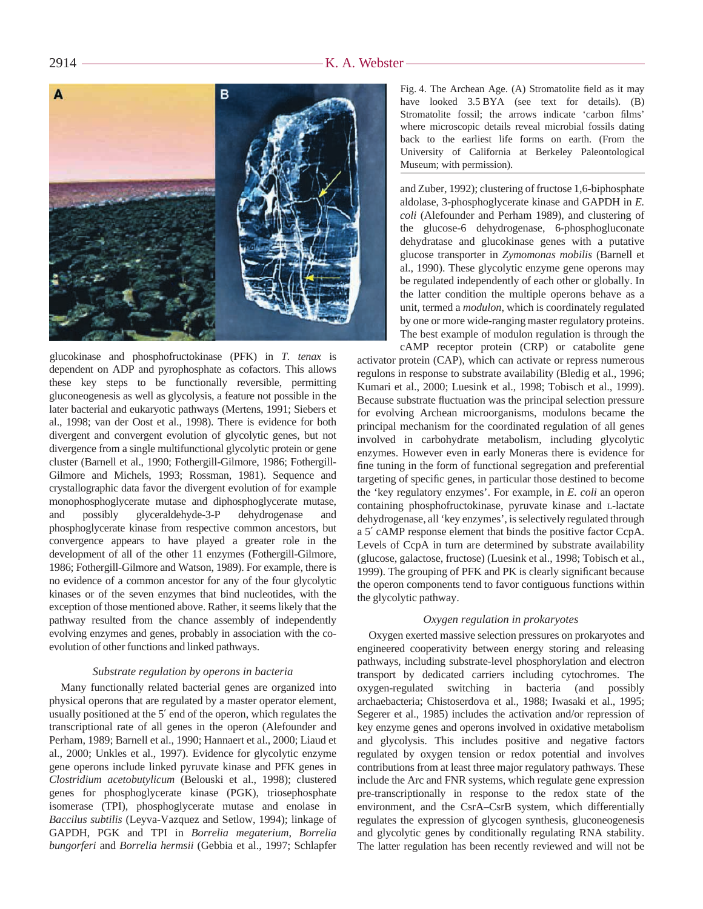Fig. 4. The Archean Age. (A) Stromatolite field as it may have looked 3.5 BYA (see text for details). (B) Stromatolite fossil; the arrows indicate 'carbon films' where microscopic details reveal microbial fossils dating back to the earliest life forms on earth. (From the University of California at Berkeley Paleontological Museum; with permission).

glucokinase and phosphofructokinase (PFK) in *T. tenax* is dependent on ADP and pyrophosphate as cofactors. This allows these key steps to be functionally reversible, permitting gluconeogenesis as well as glycolysis, a feature not possible in the later bacterial and eukaryotic pathways (Mertens, 1991; Siebers et al., 1998; van der Oost et al., 1998). There is evidence for both divergent and convergent evolution of glycolytic genes, but not divergence from a single multifunctional glycolytic protein or gene cluster (Barnell et al., 1990; Fothergill-Gilmore, 1986; Fothergill-Gilmore and Michels, 1993; Rossman, 1981). Sequence and crystallographic data favor the divergent evolution of for example monophosphoglycerate mutase and diphosphoglycerate mutase, and possibly glyceraldehyde-3-P dehydrogenase and phosphoglycerate kinase from respective common ancestors, but convergence appears to have played a greater role in the development of all of the other 11 enzymes (Fothergill-Gilmore, 1986; Fothergill-Gilmore and Watson, 1989). For example, there is no evidence of a common ancestor for any of the four glycolytic kinases or of the seven enzymes that bind nucleotides, with the exception of those mentioned above. Rather, it seems likely that the pathway resulted from the chance assembly of independently evolving enzymes and genes, probably in association with the co-evolution of other functions and linked pathways.

### *Substrate regulation by operons in bacteria*

Many functionally related bacterial genes are organized into physical operons that are regulated by a master operator element, usually positioned at the 5′ end of the operon, which regulates the transcriptional rate of all genes in the operon (Alefounder and Perham, 1989; Barnell et al., 1990; Hannaert et al., 2000; Liaud et al., 2000; Unkles et al., 1997). Evidence for glycolytic enzyme gene operons include linked pyruvate kinase and PFK genes in *Clostridium acetobutylicum* (Belouski et al., 1998); clustered genes for phosphoglycerate kinase (PGK), triosephosphate isomerase (TPI), phosphoglycerate mutase and enolase in *Baccilus subtilis* (Leyva-Vazquez and Setlow, 1994); linkage of GAPDH, PGK and TPI in *Borrelia megaterium*, *Borrelia bungorferi* and *Borrelia hermsii* (Gebbia et al., 1997; Schlapfer and Zuber, 1992); clustering of fructose 1,6-biphosphate aldolase, 3-phosphoglycerate kinase and GAPDH in *E. coli* (Alefounder and Perham 1989), and clustering of the glucose-6 dehydrogenase, 6-phosphogluconate dehydratase and glucokinase genes with a putative glucose transporter in *Zymomonas mobilis* (Barnell et al., 1990). These glycolytic enzyme gene operons may be regulated independently of each other or globally. In the latter condition the multiple operons behave as a unit, termed a *modulon*, which is coordinately regulated by one or more wide-ranging master regulatory proteins. The best example of modulon regulation is through the cAMP receptor protein (CRP) or catabolite gene activator protein (CAP), which can activate or repress numerous regulons in response to substrate availability (Bledig et al., 1996; Kumari et al., 2000; Luesink et al., 1998; Tobisch et al., 1999). Because substrate fluctuation was the principal selection pressure for evolving Archean microorganisms, modulons became the principal mechanism for the coordinated regulation of all genes involved in carbohydrate metabolism, including glycolytic enzymes. However even in early Moneras there is evidence for fine tuning in the form of functional segregation and preferential targeting of specific genes, in particular those destined to become the 'key regulatory enzymes'. For example, in *E. coli* an operon containing phosphofructokinase, pyruvate kinase and L-lactate dehydrogenase, all 'key enzymes', is selectively regulated through a 5′ cAMP response element that binds the positive factor CcpA. Levels of CcpA in turn are determined by substrate availability (glucose, galactose, fructose) (Luesink et al., 1998; Tobisch et al., 1999). The grouping of PFK and PK is clearly significant because the operon components tend to favor contiguous functions within the glycolytic pathway.

### *Oxygen regulation in prokaryotes*

Oxygen exerted massive selection pressures on prokaryotes and engineered cooperativity between energy storing and releasing pathways, including substrate-level phosphorylation and electron transport by dedicated carriers including cytochromes. The oxygen-regulated switching in bacteria (and possibly archaebacteria; Chistoserdova et al., 1988; Iwasaki et al., 1995; Segerer et al., 1985) includes the activation and/or repression of key enzyme genes and operons involved in oxidative metabolism and glycolysis. This includes positive and negative factors regulated by oxygen tension or redox potential and involves contributions from at least three major regulatory pathways. These include the Arc and FNR systems, which regulate gene expression pre-transcriptionally in response to the redox state of the environment, and the CsrA–CsrB system, which differentially regulates the expression of glycogen synthesis, gluconeogenesis and glycolytic genes by conditionally regulating RNA stability. The latter regulation has been recently reviewed and will not be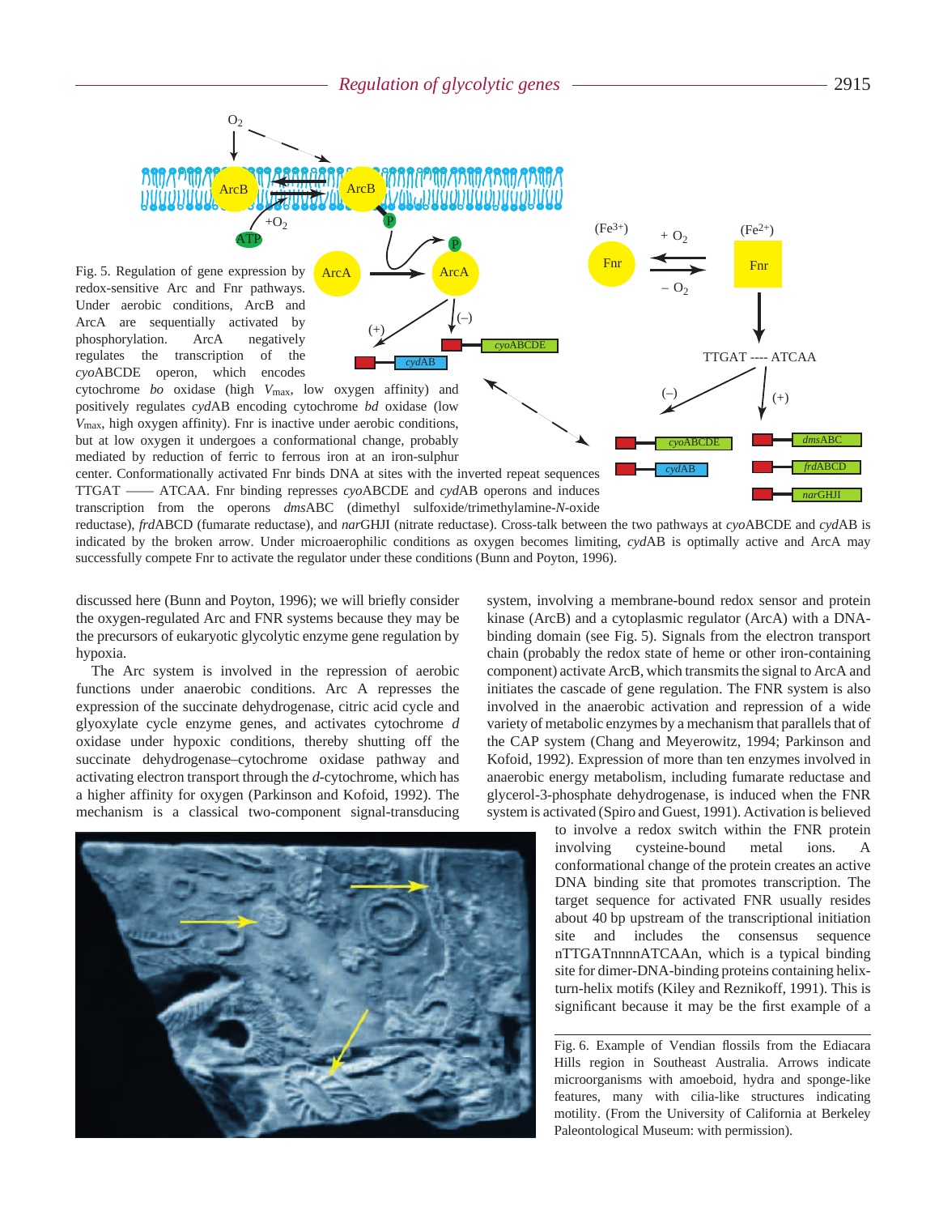Fig. 5. Regulation of gene expression by redox-sensitive Arc and Fnr pathways. Under aerobic conditions, ArcB and ArcA are sequentially activated by phosphorylation. ArcA negatively regulates the transcription of the *cyo*ABCDE operon, which encodes cytochrome *bo* oxidase (high $V_{max}$, low oxygen affinity) and positively regulates *cyd*AB encoding cytochrome *bd* oxidase (low $V_{max}$, high oxygen affinity). Fnr is inactive under aerobic conditions, but at low oxygen it undergoes a conformational change, probably mediated by reduction of ferric to ferrous iron at an iron-sulphur center. Conformationally activated Fnr binds DNA at sites with the inverted repeat sequences TTGAT —— ATCAA. Fnr binding represses *cyo*ABCDE and *cyd*AB operons and induces transcription from the operons *dms*ABC (dimethyl sulfoxide/trimethylamine-*N*-oxide reductase), *frd*ABCD (fumarate reductase), and *nar*GHJI (nitrate reductase). Cross-talk between the two pathways at *cyo*ABCDE and *cyd*AB is indicated by the broken arrow. Under microaerophilic conditions as oxygen becomes limiting, *cyd*AB is optimally active and ArcA may successfully compete Fnr to activate the regulator under these conditions (Bunn and Poyton, 1996).

discussed here (Bunn and Poyton, 1996); we will briefly consider the oxygen-regulated Arc and FNR systems because they may be the precursors of eukaryotic glycolytic enzyme gene regulation by hypoxia.

The Arc system is involved in the repression of aerobic functions under anaerobic conditions. Arc A represses the expression of the succinate dehydrogenase, citric acid cycle and glyoxylate cycle enzyme genes, and activates cytochrome *d* oxidase under hypoxic conditions, thereby shutting off the succinate dehydrogenase–cytochrome oxidase pathway and activating electron transport through the *d*-cytochrome, which has a higher affinity for oxygen (Parkinson and Kofoid, 1992). The mechanism is a classical two-component signal-transducing system, involving a membrane-bound redox sensor and protein kinase (ArcB) and a cytoplasmic regulator (ArcA) with a DNA-binding domain (see Fig. 5). Signals from the electron transport chain (probably the redox state of heme or other iron-containing component) activate ArcB, which transmits the signal to ArcA and initiates the cascade of gene regulation. The FNR system is also involved in the anaerobic activation and repression of a wide variety of metabolic enzymes by a mechanism that parallels that of the CAP system (Chang and Meyerowitz, 1994; Parkinson and Kofoid, 1992). Expression of more than ten enzymes involved in anaerobic energy metabolism, including fumarate reductase and glycerol-3-phosphate dehydrogenase, is induced when the FNR system is activated (Spiro and Guest, 1991). Activation is believed to involve a redox switch within the FNR protein involving cysteine-bound metal ions. A conformational change of the protein creates an active DNA binding site that promotes transcription. The target sequence for activated FNR usually resides about 40 bp upstream of the transcriptional initiation site and includes the consensus sequence nTTGATnnnnATCAAn, which is a typical binding site for dimer-DNA-binding proteins containing helix-turn-helix motifs (Kiley and Reznikoff, 1991). This is significant because it may be the first example of a

Fig. 6. Example of Vendian flossils from the Ediacara Hills region in Southeast Australia. Arrows indicate microorganisms with amoeboid, hydra and sponge-like features, many with cilia-like structures indicating motility. (From the University of California at Berkeley Paleontological Museum: with permission).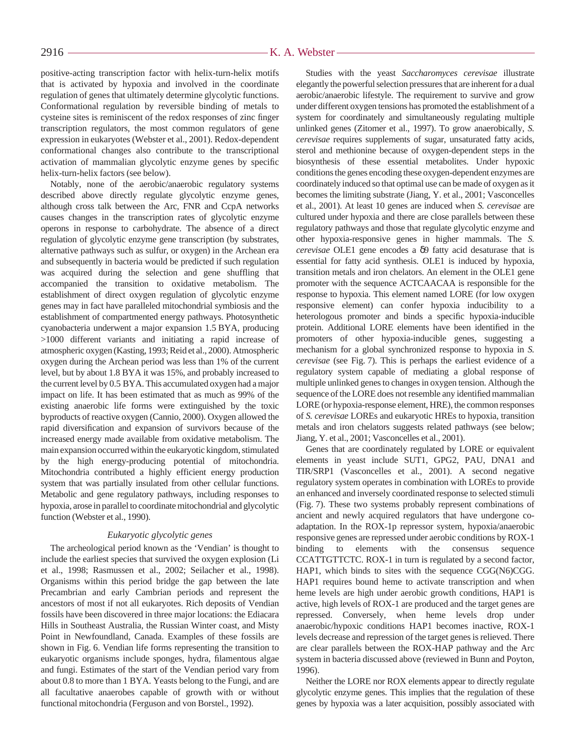positive-acting transcription factor with helix-turn-helix motifs that is activated by hypoxia and involved in the coordinate regulation of genes that ultimately determine glycolytic functions. Conformational regulation by reversible binding of metals to cysteine sites is reminiscent of the redox responses of zinc finger transcription regulators, the most common regulators of gene expression in eukaryotes (Webster et al., 2001). Redox-dependent conformational changes also contribute to the transcriptional activation of mammalian glycolytic enzyme genes by specific helix-turn-helix factors (see below).

Notably, none of the aerobic/anaerobic regulatory systems described above directly regulate glycolytic enzyme genes, although cross talk between the Arc, FNR and CcpA networks causes changes in the transcription rates of glycolytic enzyme operons in response to carbohydrate. The absence of a direct regulation of glycolytic enzyme gene transcription (by substrates, alternative pathways such as sulfur, or oxygen) in the Archean era and subsequently in bacteria would be predicted if such regulation was acquired during the selection and gene shuffling that accompanied the transition to oxidative metabolism. The establishment of direct oxygen regulation of glycolytic enzyme genes may in fact have paralleled mitochondrial symbiosis and the establishment of compartmented energy pathways. Photosynthetic cyanobacteria underwent a major expansion 1.5 BYA, producing >1000 different variants and initiating a rapid increase of atmospheric oxygen (Kasting, 1993; Reid et al., 2000). Atmospheric oxygen during the Archean period was less than 1% of the current level, but by about 1.8 BYA it was 15%, and probably increased to the current level by 0.5 BYA. This accumulated oxygen had a major impact on life. It has been estimated that as much as 99% of the existing anaerobic life forms were extinguished by the toxic byproducts of reactive oxygen (Cannio, 2000). Oxygen allowed the rapid diversification and expansion of survivors because of the increased energy made available from oxidative metabolism. The main expansion occurred within the eukaryotic kingdom, stimulated by the high energy-producing potential of mitochondria. Mitochondria contributed a highly efficient energy production system that was partially insulated from other cellular functions. Metabolic and gene regulatory pathways, including responses to hypoxia, arose in parallel to coordinate mitochondrial and glycolytic function (Webster et al., 1990).

### *Eukaryotic glycolytic genes*

The archeological period known as the 'Vendian' is thought to include the earliest species that survived the oxygen explosion (Li et al., 1998; Rasmussen et al., 2002; Seilacher et al., 1998). Organisms within this period bridge the gap between the late Precambrian and early Cambrian periods and represent the ancestors of most if not all eukaryotes. Rich deposits of Vendian fossils have been discovered in three major locations: the Ediacara Hills in Southeast Australia, the Russian Winter coast, and Misty Point in Newfoundland, Canada. Examples of these fossils are shown in Fig. 6. Vendian life forms representing the transition to eukaryotic organisms include sponges, hydra, filamentous algae and fungi. Estimates of the start of the Vendian period vary from about 0.8 to more than 1 BYA. Yeasts belong to the Fungi, and are all facultative anaerobes capable of growth with or without functional mitochondria (Ferguson and von Borstel., 1992).

Studies with the yeast *Saccharomyces cerevisae* illustrate elegantly the powerful selection pressures that are inherent for a dual aerobic/anaerobic lifestyle. The requirement to survive and grow under different oxygen tensions has promoted the establishment of a system for coordinately and simultaneously regulating multiple unlinked genes (Zitomer et al., 1997). To grow anaerobically, *S. cerevisae* requires supplements of sugar, unsaturated fatty acids, sterol and methionine because of oxygen-dependent steps in the biosynthesis of these essential metabolites. Under hypoxic conditions the genes encoding these oxygen-dependent enzymes are coordinately induced so that optimal use can be made of oxygen as it becomes the limiting substrate (Jiang, Y. et al., 2001; Vasconcelles et al., 2001). At least 10 genes are induced when *S. cerevisae* are cultured under hypoxia and there are close parallels between these regulatory pathways and those that regulate glycolytic enzyme and other hypoxia-responsive genes in higher mammals. The *S. cerevisae* OLE1 gene encodes a δ9 fatty acid desaturase that is essential for fatty acid synthesis. OLE1 is induced by hypoxia, transition metals and iron chelators. An element in the OLE1 gene promoter with the sequence ACTCAACAA is responsible for the response to hypoxia. This element named LORE (for low oxygen responsive element) can confer hypoxia inducibility to a heterologous promoter and binds a specific hypoxia-inducible protein. Additional LORE elements have been identified in the promoters of other hypoxia-inducible genes, suggesting a mechanism for a global synchronized response to hypoxia in *S. cerevisae* (see Fig. 7). This is perhaps the earliest evidence of a regulatory system capable of mediating a global response of multiple unlinked genes to changes in oxygen tension. Although the sequence of the LORE does not resemble any identified mammalian LORE (or hypoxia-response element, HRE), the common responses of *S. cerevisae* LOREs and eukaryotic HREs to hypoxia, transition metals and iron chelators suggests related pathways (see below; Jiang, Y. et al., 2001; Vasconcelles et al., 2001).

Genes that are coordinately regulated by LORE or equivalent elements in yeast include SUT1, GPG2, PAU, DNA1 and TIR/SRP1 (Vasconcelles et al., 2001). A second negative regulatory system operates in combination with LOREs to provide an enhanced and inversely coordinated response to selected stimuli (Fig. 7). These two systems probably represent combinations of ancient and newly acquired regulators that have undergone co-adaptation. In the ROX-1p repressor system, hypoxia/anaerobic responsive genes are repressed under aerobic conditions by ROX-1 binding to elements with the consensus sequence CCATTGTTCTC. ROX-1 in turn is regulated by a second factor, HAP1, which binds to sites with the sequence CGG(N6)CGG. HAP1 requires bound heme to activate transcription and when heme levels are high under aerobic growth conditions, HAP1 is active, high levels of ROX-1 are produced and the target genes are repressed. Conversely, when heme levels drop under anaerobic/hypoxic conditions HAP1 becomes inactive, ROX-1 levels decrease and repression of the target genes is relieved. There are clear parallels between the ROX-HAP pathway and the Arc system in bacteria discussed above (reviewed in Bunn and Poyton, 1996).

Neither the LORE nor ROX elements appear to directly regulate glycolytic enzyme genes. This implies that the regulation of these genes by hypoxia was a later acquisition, possibly associated with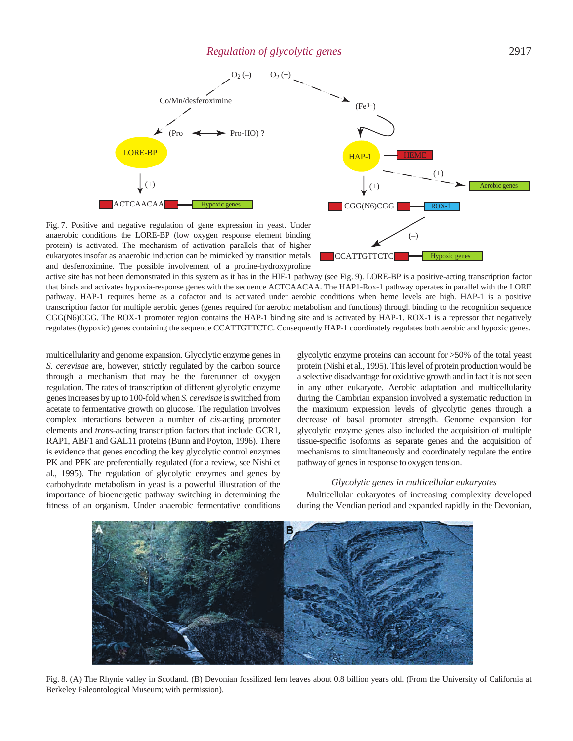Fig. 7. Positive and negative regulation of gene expression in yeast. Under anaerobic conditions the LORE-BP (low oxygen response element binding protein) is activated. The mechanism of activation parallels that of higher eukaryotes insofar as anaerobic induction can be mimicked by transition metals and desferroximine. The possible involvement of a proline-hydroxyproline active site has not been demonstrated in this system as it has in the HIF-1 pathway (see Fig. 9). LORE-BP is a positive-acting transcription factor that binds and activates hypoxia-response genes with the sequence ACTCAACAA. The HAP1-Rox-1 pathway operates in parallel with the LORE pathway. HAP-1 requires heme as a cofactor and is activated under aerobic conditions when heme levels are high. HAP-1 is a positive transcription factor for multiple aerobic genes (genes required for aerobic metabolism and functions) through binding to the recognition sequence CGG(N6)CGG. The ROX-1 promoter region contains the HAP-1 binding site and is activated by HAP-1. ROX-1 is a repressor that negatively regulates (hypoxic) genes containing the sequence CCATTGTTCTC. Consequently HAP-1 coordinately regulates both aerobic and hypoxic genes.

multicellularity and genome expansion. Glycolytic enzyme genes in *S. cerevisae* are, however, strictly regulated by the carbon source through a mechanism that may be the forerunner of oxygen regulation. The rates of transcription of different glycolytic enzyme genes increases by up to 100-fold when *S. cerevisae* is switched from acetate to fermentative growth on glucose. The regulation involves complex interactions between a number of *cis*-acting promoter elements and *trans*-acting transcription factors that include GCR1, RAP1, ABF1 and GAL11 proteins (Bunn and Poyton, 1996). There is evidence that genes encoding the key glycolytic control enzymes PK and PFK are preferentially regulated (for a review, see Nishi et al., 1995). The regulation of glycolytic enzymes and genes by carbohydrate metabolism in yeast is a powerful illustration of the importance of bioenergetic pathway switching in determining the fitness of an organism. Under anaerobic fermentative conditions glycolytic enzyme proteins can account for >50% of the total yeast protein (Nishi et al., 1995). This level of protein production would be a selective disadvantage for oxidative growth and in fact it is not seen in any other eukaryote. Aerobic adaptation and multicellularity during the Cambrian expansion involved a systematic reduction in the maximum expression levels of glycolytic genes through a decrease of basal promoter strength. Genome expansion for glycolytic enzyme genes also included the acquisition of multiple tissue-specific isoforms as separate genes and the acquisition of mechanisms to simultaneously and coordinately regulate the entire pathway of genes in response to oxygen tension.

### *Glycolytic genes in multicellular eukaryotes*

Multicellular eukaryotes of increasing complexity developed during the Vendian period and expanded rapidly in the Devonian,

Fig. 8. (A) The Rhynie valley in Scotland. (B) Devonian fossilized fern leaves about 0.8 billion years old. (From the University of California at Berkeley Paleontological Museum; with permission).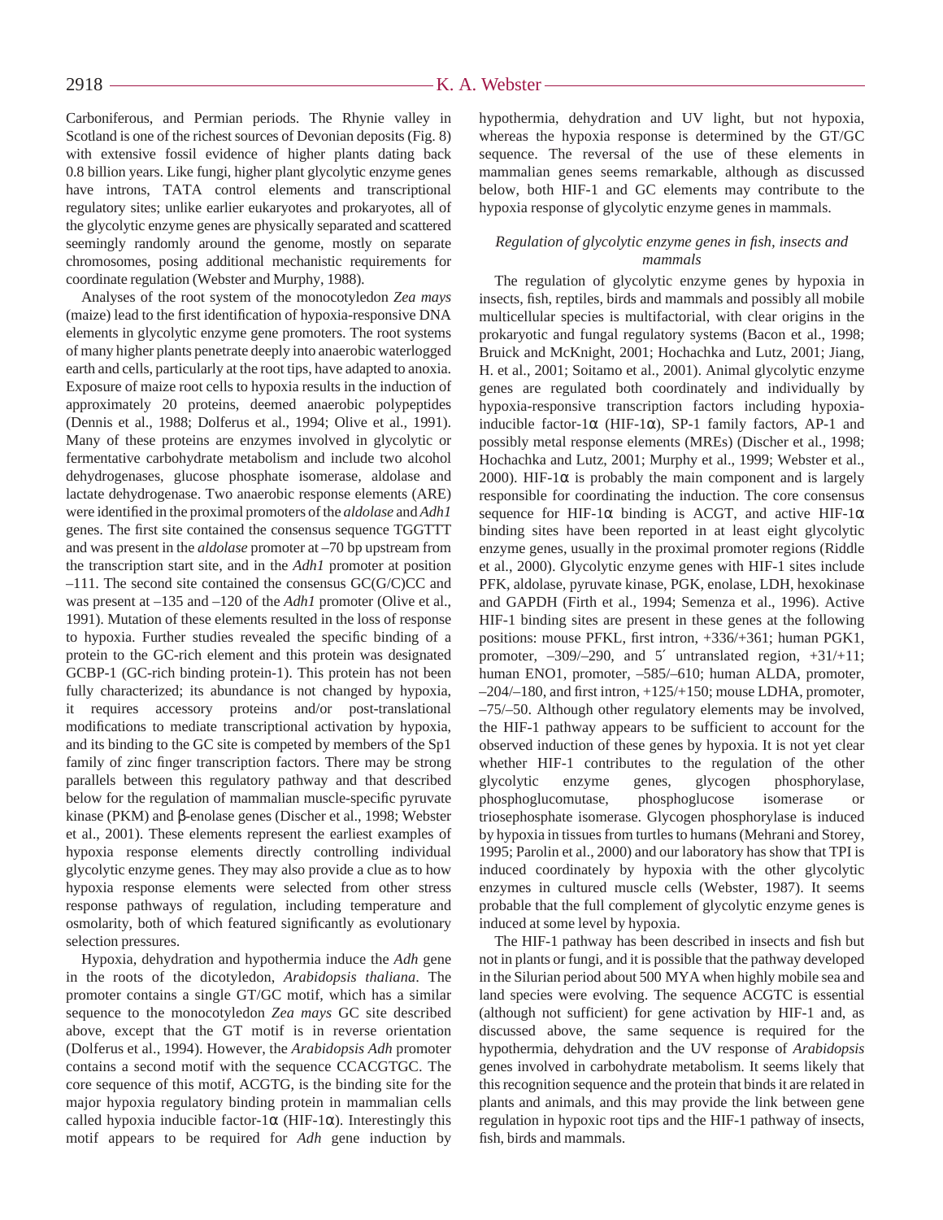Carboniferous, and Permian periods. The Rhynie valley in Scotland is one of the richest sources of Devonian deposits (Fig. 8) with extensive fossil evidence of higher plants dating back 0.8 billion years. Like fungi, higher plant glycolytic enzyme genes have introns, TATA control elements and transcriptional regulatory sites; unlike earlier eukaryotes and prokaryotes, all of the glycolytic enzyme genes are physically separated and scattered seemingly randomly around the genome, mostly on separate chromosomes, posing additional mechanistic requirements for coordinate regulation (Webster and Murphy, 1988).

Analyses of the root system of the monocotyledon *Zea mays* (maize) lead to the first identification of hypoxia-responsive DNA elements in glycolytic enzyme gene promoters. The root systems of many higher plants penetrate deeply into anaerobic waterlogged earth and cells, particularly at the root tips, have adapted to anoxia. Exposure of maize root cells to hypoxia results in the induction of approximately 20 proteins, deemed anaerobic polypeptides (Dennis et al., 1988; Dolferus et al., 1994; Olive et al., 1991). Many of these proteins are enzymes involved in glycolytic or fermentative carbohydrate metabolism and include two alcohol dehydrogenases, glucose phosphate isomerase, aldolase and lactate dehydrogenase. Two anaerobic response elements (ARE) were identified in the proximal promoters of the *aldolase* and *Adh1* genes. The first site contained the consensus sequence TGGTTT and was present in the *aldolase* promoter at –70 bp upstream from the transcription start site, and in the *Adh1* promoter at position –111. The second site contained the consensus GC(G/C)CC and was present at –135 and –120 of the *Adh1* promoter (Olive et al., 1991). Mutation of these elements resulted in the loss of response to hypoxia. Further studies revealed the specific binding of a protein to the GC-rich element and this protein was designated GCBP-1 (GC-rich binding protein-1). This protein has not been fully characterized; its abundance is not changed by hypoxia, it requires accessory proteins and/or post-translational modifications to mediate transcriptional activation by hypoxia, and its binding to the GC site is competed by members of the Sp1 family of zinc finger transcription factors. There may be strong parallels between this regulatory pathway and that described below for the regulation of mammalian muscle-specific pyruvate kinase (PKM) and β-enolase genes (Discher et al., 1998; Webster et al., 2001). These elements represent the earliest examples of hypoxia response elements directly controlling individual glycolytic enzyme genes. They may also provide a clue as to how hypoxia response elements were selected from other stress response pathways of regulation, including temperature and osmolarity, both of which featured significantly as evolutionary selection pressures.

Hypoxia, dehydration and hypothermia induce the *Adh* gene in the roots of the dicotyledon, *Arabidopsis thaliana*. The promoter contains a single GT/GC motif, which has a similar sequence to the monocotyledon *Zea mays* GC site described above, except that the GT motif is in reverse orientation (Dolferus et al., 1994). However, the *Arabidopsis Adh* promoter contains a second motif with the sequence CCACGTGC. The core sequence of this motif, ACGTG, is the binding site for the major hypoxia regulatory binding protein in mammalian cells called hypoxia inducible factor-1α (HIF-1α). Interestingly this motif appears to be required for *Adh* gene induction by hypothermia, dehydration and UV light, but not hypoxia, whereas the hypoxia response is determined by the GT/GC sequence. The reversal of the use of these elements in mammalian genes seems remarkable, although as discussed below, both HIF-1 and GC elements may contribute to the hypoxia response of glycolytic enzyme genes in mammals.

### *Regulation of glycolytic enzyme genes in fish, insects and mammals*

The regulation of glycolytic enzyme genes by hypoxia in insects, fish, reptiles, birds and mammals and possibly all mobile multicellular species is multifactorial, with clear origins in the prokaryotic and fungal regulatory systems (Bacon et al., 1998; Bruick and McKnight, 2001; Hochachka and Lutz, 2001; Jiang, H. et al., 2001; Soitamo et al., 2001). Animal glycolytic enzyme genes are regulated both coordinately and individually by hypoxia-responsive transcription factors including hypoxia-inducible factor-1α (HIF-1α), SP-1 family factors, AP-1 and possibly metal response elements (MREs) (Discher et al., 1998; Hochachka and Lutz, 2001; Murphy et al., 1999; Webster et al., 2000). HIF-1α is probably the main component and is largely responsible for coordinating the induction. The core consensus sequence for HIF-1α binding is ACGT, and active HIF-1α binding sites have been reported in at least eight glycolytic enzyme genes, usually in the proximal promoter regions (Riddle et al., 2000). Glycolytic enzyme genes with HIF-1 sites include PFK, aldolase, pyruvate kinase, PGK, enolase, LDH, hexokinase and GAPDH (Firth et al., 1994; Semenza et al., 1996). Active HIF-1 binding sites are present in these genes at the following positions: mouse PFKL, first intron, +336/+361; human PGK1, promoter, –309/–290, and 5′ untranslated region, +31/+11; human ENO1, promoter, –585/–610; human ALDA, promoter, –204/–180, and first intron, +125/+150; mouse LDHA, promoter, –75/–50. Although other regulatory elements may be involved, the HIF-1 pathway appears to be sufficient to account for the observed induction of these genes by hypoxia. It is not yet clear whether HIF-1 contributes to the regulation of the other glycolytic enzyme genes, glycogen phosphorylase, phosphoglucomutase, phosphoglucose isomerase or triosephosphate isomerase. Glycogen phosphorylase is induced by hypoxia in tissues from turtles to humans (Mehrani and Storey, 1995; Parolin et al., 2000) and our laboratory has show that TPI is induced coordinately by hypoxia with the other glycolytic enzymes in cultured muscle cells (Webster, 1987). It seems probable that the full complement of glycolytic enzyme genes is induced at some level by hypoxia.

The HIF-1 pathway has been described in insects and fish but not in plants or fungi, and it is possible that the pathway developed in the Silurian period about 500 MYA when highly mobile sea and land species were evolving. The sequence ACGTC is essential (although not sufficient) for gene activation by HIF-1 and, as discussed above, the same sequence is required for the hypothermia, dehydration and the UV response of *Arabidopsis* genes involved in carbohydrate metabolism. It seems likely that this recognition sequence and the protein that binds it are related in plants and animals, and this may provide the link between gene regulation in hypoxic root tips and the HIF-1 pathway of insects, fish, birds and mammals.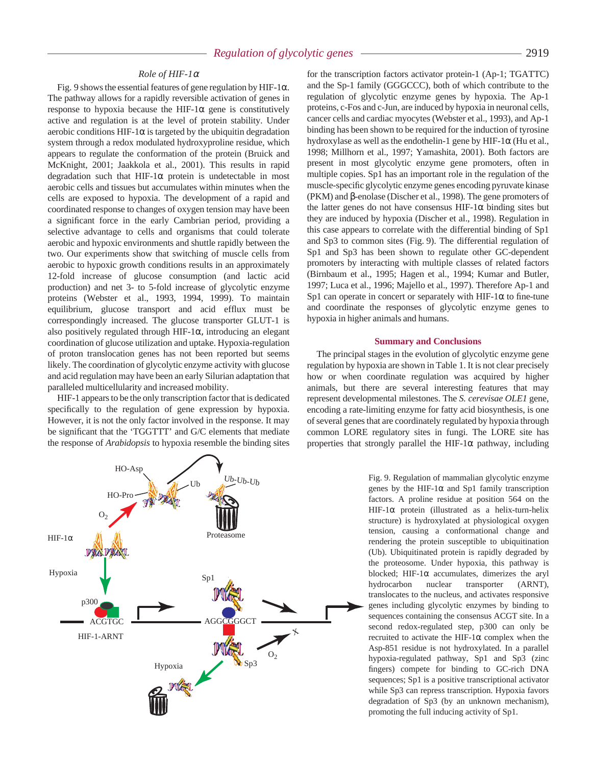### Role of HIF-1α

Fig. 9 shows the essential features of gene regulation by HIF-1α. The pathway allows for a rapidly reversible activation of genes in response to hypoxia because the HIF-1α gene is constitutively active and regulation is at the level of protein stability. Under aerobic conditions HIF-1α is targeted by the ubiquitin degradation system through a redox modulated hydroxyproline residue, which appears to regulate the conformation of the protein (Bruick and McKnight, 2001; Jaakkola et al., 2001). This results in rapid degradation such that HIF-1α protein is undetectable in most aerobic cells and tissues but accumulates within minutes when the cells are exposed to hypoxia. The development of a rapid and coordinated response to changes of oxygen tension may have been a significant force in the early Cambrian period, providing a selective advantage to cells and organisms that could tolerate aerobic and hypoxic environments and shuttle rapidly between the two. Our experiments show that switching of muscle cells from aerobic to hypoxic growth conditions results in an approximately 12-fold increase of glucose consumption (and lactic acid production) and net 3- to 5-fold increase of glycolytic enzyme proteins (Webster et al., 1993, 1994, 1999). To maintain equilibrium, glucose transport and acid efflux must be correspondingly increased. The glucose transporter GLUT-1 is also positively regulated through HIF-1α, introducing an elegant coordination of glucose utilization and uptake. Hypoxia-regulation of proton translocation genes has not been reported but seems likely. The coordination of glycolytic enzyme activity with glucose and acid regulation may have been an early Silurian adaptation that paralleled multicellularity and increased mobility.

HIF-1 appears to be the only transcription factor that is dedicated specifically to the regulation of gene expression by hypoxia. However, it is not the only factor involved in the response. It may be significant that the 'TGGTTT' and G/C elements that mediate the response of *Arabidopsis* to hypoxia resemble the binding sites for the transcription factors activator protein-1 (Ap-1; TGATTC) and the Sp-1 family (GGGCCC), both of which contribute to the regulation of glycolytic enzyme genes by hypoxia. The Ap-1 proteins, c-Fos and c-Jun, are induced by hypoxia in neuronal cells, cancer cells and cardiac myocytes (Webster et al., 1993), and Ap-1 binding has been shown to be required for the induction of tyrosine hydroxylase as well as the endothelin-1 gene by HIF-1α (Hu et al., 1998; Millhorn et al., 1997; Yamashita, 2001). Both factors are present in most glycolytic enzyme gene promoters, often in multiple copies. Sp1 has an important role in the regulation of the muscle-specific glycolytic enzyme genes encoding pyruvate kinase (PKM) and β-enolase (Discher et al., 1998). The gene promoters of the latter genes do not have consensus HIF-1α binding sites but they are induced by hypoxia (Discher et al., 1998). Regulation in this case appears to correlate with the differential binding of Sp1 and Sp3 to common sites (Fig. 9). The differential regulation of Sp1 and Sp3 has been shown to regulate other GC-dependent promoters by interacting with multiple classes of related factors (Birnbaum et al., 1995; Hagen et al., 1994; Kumar and Butler, 1997; Luca et al., 1996; Majello et al., 1997). Therefore Ap-1 and Sp1 can operate in concert or separately with HIF-1α to fine-tune and coordinate the responses of glycolytic enzyme genes to hypoxia in higher animals and humans.

## Summary and Conclusions

The principal stages in the evolution of glycolytic enzyme gene regulation by hypoxia are shown in Table 1. It is not clear precisely how or when coordinate regulation was acquired by higher animals, but there are several interesting features that may represent developmental milestones. The *S. cerevisae OLE1* gene, encoding a rate-limiting enzyme for fatty acid biosynthesis, is one of several genes that are coordinately regulated by hypoxia through common LORE regulatory sites in fungi. The LORE site has properties that strongly parallel the HIF-1α pathway, including

Fig. 9. Regulation of mammalian glycolytic enzyme genes by the HIF-1α and Sp1 family transcription factors. A proline residue at position 564 on the HIF-1α protein (illustrated as a helix-turn-helix structure) is hydroxylated at physiological oxygen tension, causing a conformational change and rendering the protein susceptible to ubiquitination (Ub). Ubiquitinated protein is rapidly degraded by the proteosome. Under hypoxia, this pathway is blocked; HIF-1α accumulates, dimerizes the aryl hydrocarbon nuclear transporter (ARNT), translocates to the nucleus, and activates responsive genes including glycolytic enzymes by binding to sequences containing the consensus ACGT site. In a second redox-regulated step, p300 can only be recruited to activate the HIF-1α complex when the Asp-851 residue is not hydroxylated. In a parallel hypoxia-regulated pathway, Sp1 and Sp3 (zinc fingers) compete for binding to GC-rich DNA sequences; Sp1 is a positive transcriptional activator while Sp3 can repress transcription. Hypoxia favors degradation of Sp3 (by an unknown mechanism), promoting the full inducing activity of Sp1.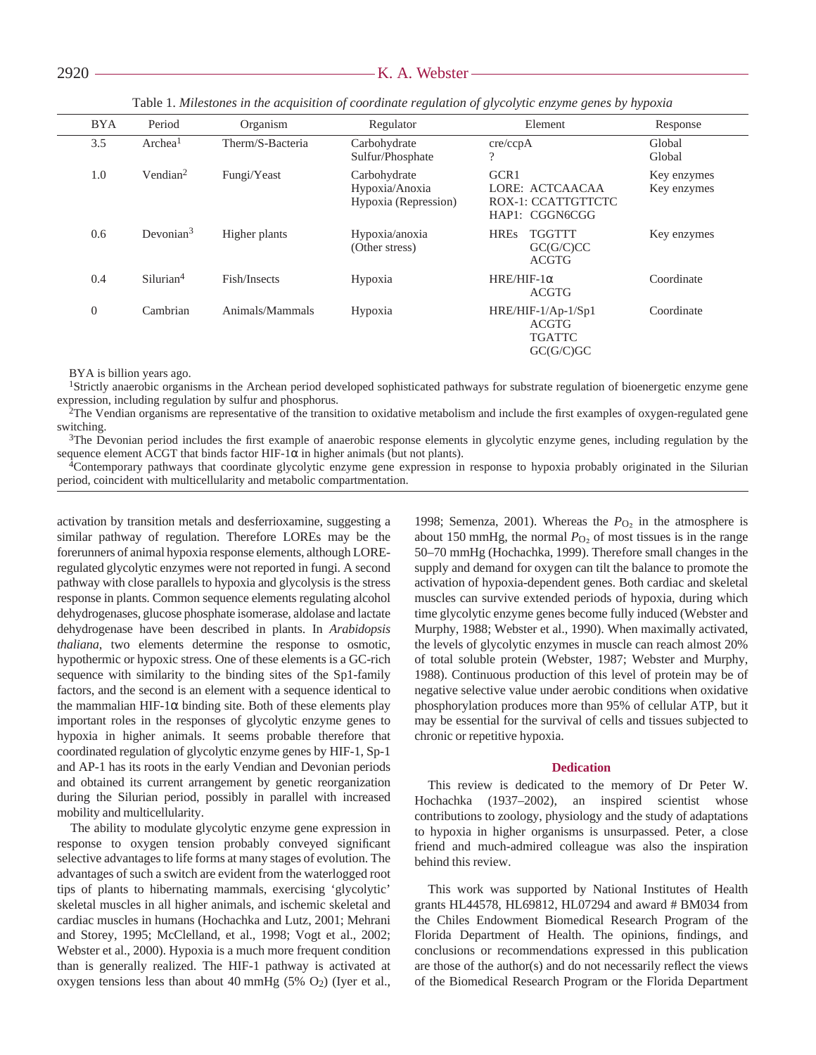Table 1. *Milestones in the acquisition of coordinate regulation of glycolytic enzyme genes by hypoxia*

| BYA | Period | Organism | Regulator | Element | Response |
|---|---|---|---|---|---|
| 3.5 | Archea[1] | Therm/S-Bacteria | Carbohydrate<br>Sulfur/Phosphate | cre/ccpA<br>? | Global<br>Global |
| 1.0 | Vendian[2] | Fungi/Yeast | Carbohydrate<br>Hypoxia/Anoxia<br>Hypoxia (Repression) | GCR1<br>LORE: ACTCAACAA<br>ROX-1: CCATTGTTCTC<br>HAP1: CGGN6CGG | Key enzymes<br>Key enzymes |
| 0.6 | Devonian[3] | Higher plants | Hypoxia/anoxia<br>(Other stress) | HREs TGGTTT<br>GC(G/C)CC<br>ACGTG | Key enzymes |
| 0.4 | Silurian[4] | Fish/Insects | Hypoxia | HRE/HIF-1α<br>ACGTG | Coordinate |
| 0 | Cambrian | Animals/Mammals | Hypoxia | HRE/HIF-1/Ap-1/Sp1<br>ACGTG<br>TGATTC<br>GC(G/C)GC | Coordinate |

BYA is billion years ago.

[1]Strictly anaerobic organisms in the Archean period developed sophisticated pathways for substrate regulation of bioenergetic enzyme gene expression, including regulation by sulfur and phosphorus.

[2]The Vendian organisms are representative of the transition to oxidative metabolism and include the first examples of oxygen-regulated gene switching.

[3]The Devonian period includes the first example of anaerobic response elements in glycolytic enzyme genes, including regulation by the sequence element ACGT that binds factor HIF-1α in higher animals (but not plants).

[4]Contemporary pathways that coordinate glycolytic enzyme gene expression in response to hypoxia probably originated in the Silurian period, coincident with multicellularity and metabolic compartmentation.

activation by transition metals and desferrioxamine, suggesting a similar pathway of regulation. Therefore LOREs may be the forerunners of animal hypoxia response elements, although LORE-regulated glycolytic enzymes were not reported in fungi. A second pathway with close parallels to hypoxia and glycolysis is the stress response in plants. Common sequence elements regulating alcohol dehydrogenases, glucose phosphate isomerase, aldolase and lactate dehydrogenase have been described in plants. In *Arabidopsis thaliana*, two elements determine the response to osmotic, hypothermic or hypoxic stress. One of these elements is a GC-rich sequence with similarity to the binding sites of the Sp1-family factors, and the second is an element with a sequence identical to the mammalian HIF-1α binding site. Both of these elements play important roles in the responses of glycolytic enzyme genes to hypoxia in higher animals. It seems probable therefore that coordinated regulation of glycolytic enzyme genes by HIF-1, Sp-1 and AP-1 has its roots in the early Vendian and Devonian periods and obtained its current arrangement by genetic reorganization during the Silurian period, possibly in parallel with increased mobility and multicellularity.

The ability to modulate glycolytic enzyme gene expression in response to oxygen tension probably conveyed significant selective advantages to life forms at many stages of evolution. The advantages of such a switch are evident from the waterlogged root tips of plants to hibernating mammals, exercising 'glycolytic' skeletal muscles in all higher animals, and ischemic skeletal and cardiac muscles in humans (Hochachka and Lutz, 2001; Mehrani and Storey, 1995; McClelland, et al., 1998; Vogt et al., 2002; Webster et al., 2000). Hypoxia is a much more frequent condition than is generally realized. The HIF-1 pathway is activated at oxygen tensions less than about 40 mmHg (5% $O_2$) (Iyer et al., 1998; Semenza, 2001). Whereas the $P_{O_2}$ in the atmosphere is about 150 mmHg, the normal $P_{O_2}$ of most tissues is in the range 50–70 mmHg (Hochachka, 1999). Therefore small changes in the supply and demand for oxygen can tilt the balance to promote the activation of hypoxia-dependent genes. Both cardiac and skeletal muscles can survive extended periods of hypoxia, during which time glycolytic enzyme genes become fully induced (Webster and Murphy, 1988; Webster et al., 1990). When maximally activated, the levels of glycolytic enzymes in muscle can reach almost 20% of total soluble protein (Webster, 1987; Webster and Murphy, 1988). Continuous production of this level of protein may be of negative selective value under aerobic conditions when oxidative phosphorylation produces more than 95% of cellular ATP, but it may be essential for the survival of cells and tissues subjected to chronic or repetitive hypoxia.

## Dedication

This review is dedicated to the memory of Dr Peter W. Hochachka (1937–2002), an inspired scientist whose contributions to zoology, physiology and the study of adaptations to hypoxia in higher organisms is unsurpassed. Peter, a close friend and much-admired colleague was also the inspiration behind this review.

This work was supported by National Institutes of Health grants HL44578, HL69812, HL07294 and award # BM034 from the Chiles Endowment Biomedical Research Program of the Florida Department of Health. The opinions, findings, and conclusions or recommendations expressed in this publication are those of the author(s) and do not necessarily reflect the views of the Biomedical Research Program or the Florida Department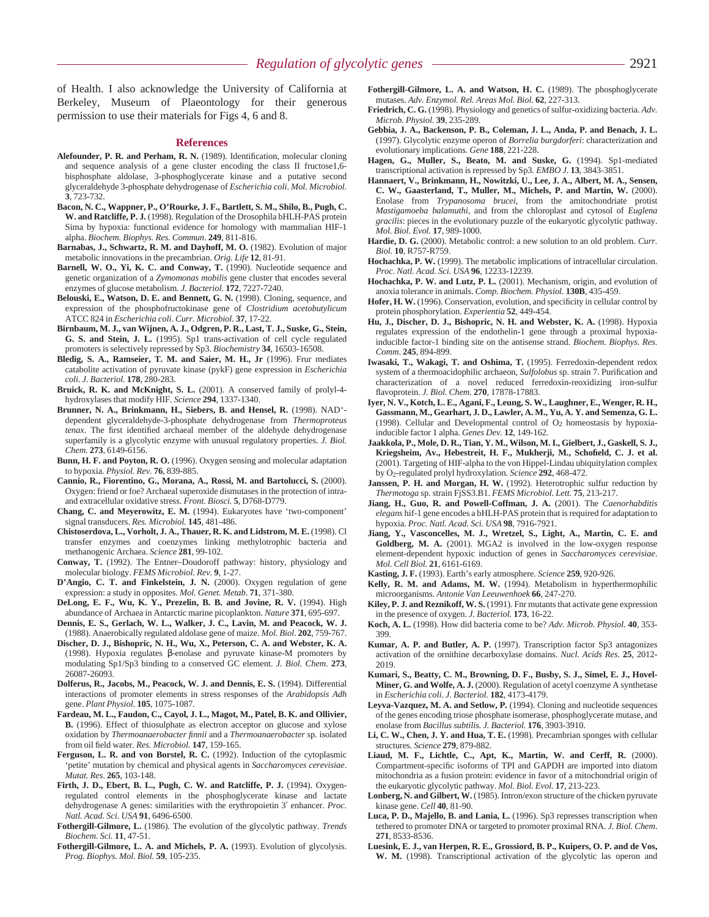of Health. I also acknowledge the University of California at Berkeley, Museum of Plaeontology for their generous permission to use their materials for Figs 4, 6 and 8.

## References

**Alefounder, P. R. and Perham, R. N.** (1989). Identification, molecular cloning and sequence analysis of a gene cluster encoding the class II fructose1,6-bisphosphate aldolase, 3-phosphoglycerate kinase and a putative second glyceraldehyde 3-phosphate dehydrogenase of *Escherichia coli*. *Mol. Microbiol.* **3**, 723-732.

**Bacon, N. C., Wappner, P., O'Rourke, J. F., Bartlett, S. M., Shilo, B., Pugh, C. W. and Ratcliffe, P. J.** (1998). Regulation of the Drosophila bHLH-PAS protein Sima by hypoxia: functional evidence for homology with mammalian HIF-1 alpha. *Biochem. Biophys. Res. Commun*. **249**, 811-816.

**Barnabas, J., Schwartz, R. M. and Dayhoff, M. O.** (1982). Evolution of major metabolic innovations in the precambrian. *Orig. Life* **12**, 81-91.

**Barnell, W. O., Yi, K. C. and Conway, T.** (1990). Nucleotide sequence and genetic organization of a *Zymomonas mobilis* gene cluster that encodes several enzymes of glucose metabolism. *J. Bacteriol.* **172**, 7227-7240.

**Belouski, E., Watson, D. E. and Bennett, G. N.** (1998). Cloning, sequence, and expression of the phosphofructokinase gene of *Clostridium acetobutylicum* ATCC 824 in *Escherichia coli*. *Curr. Microbiol*. **37**, 17-22.

**Birnbaum, M. J., van Wijnen, A. J., Odgren, P. R., Last, T. J., Suske, G., Stein, G. S. and Stein, J. L.** (1995). Sp1 trans-activation of cell cycle regulated promoters is selectively repressed by Sp3. *Biochemistry* **34**, 16503-16508.

**Bledig, S. A., Ramseier, T. M. and Saier, M. H., Jr** (1996). Frur mediates catabolite activation of pyruvate kinase (pykF) gene expression in *Escherichia coli*. *J. Bacteriol.* **178**, 280-283.

**Bruick, R. K. and McKnight, S. L.** (2001). A conserved family of prolyl-4-hydroxylases that modify HIF. *Science* **294**, 1337-1340.

**Brunner, N. A., Brinkmann, H., Siebers, B. and Hensel, R.** (1998). $NAD^+$-dependent glyceraldehyde-3-phosphate dehydrogenase from *Thermoproteus tenax*. The first identified archaeal member of the aldehyde dehydrogenase superfamily is a glycolytic enzyme with unusual regulatory properties. *J. Biol. Chem.* **273**, 6149-6156.

**Bunn, H. F. and Poyton, R. O.** (1996). Oxygen sensing and molecular adaptation to hypoxia. *Physiol. Rev*. **76**, 839-885.

**Cannio, R., Fiorentino, G., Morana, A., Rossi, M. and Bartolucci, S.** (2000). Oxygen: friend or foe? Archaeal superoxide dismutases in the protection of intra- and extracellular oxidative stress. *Front. Biosci.* **5**, D768-D779.

**Chang, C. and Meyerowitz, E. M.** (1994). Eukaryotes have 'two-component' signal transducers. *Res. Microbiol.* **145**, 481-486.

**Chistoserdova, L., Vorholt, J. A., Thauer, R. K. and Lidstrom, M. E.** (1998). Cl transfer enzymes and coenzymes linking methylotrophic bacteria and methanogenic Archaea. *Science* **281**, 99-102.

**Conway, T.** (1992). The Entner–Doudoroff pathway: history, physiology and molecular biology. *FEMS Microbiol. Rev.* **9**, 1-27.

**D'Angio, C. T. and Finkelstein, J. N.** (2000). Oxygen regulation of gene expression: a study in opposites. *Mol. Genet. Metab*. **71**, 371-380.

**DeLong, E. F., Wu, K. Y., Prezelin, B. B. and Jovine, R. V.** (1994). High abundance of Archaea in Antarctic marine picoplankton. *Nature* **371**, 695-697.

**Dennis, E. S., Gerlach, W. L., Walker, J. C., Lavin, M. and Peacock, W. J.** (1988). Anaerobically regulated aldolase gene of maize. *Mol. Biol*. **202**, 759-767.

**Discher, D. J., Bishopric, N. H., Wu, X., Peterson, C. A. and Webster, K. A.** (1998). Hypoxia regulates β-enolase and pyruvate kinase-M promoters by modulating Sp1/Sp3 binding to a conserved GC element. *J. Biol. Chem*. **273**, 26087-26093.

**Dolferus, R., Jacobs, M., Peacock, W. J. and Dennis, E. S.** (1994). Differential interactions of promoter elements in stress responses of the *Arabidopsis Adh* gene. *Plant Physiol*. **105**, 1075-1087.

**Fardeau, M. L., Faudon, C., Cayol, J. L., Magot, M., Patel, B. K. and Ollivier, B.** (1996). Effect of thiosulphate as electron acceptor on glucose and xylose oxidation by *Thermoanaerobacter finnii* and a *Thermoanaerobacter* sp. isolated from oil field water. *Res. Microbiol.* **147**, 159-165.

**Ferguson, L. R. and von Borstel, R. C.** (1992). Induction of the cytoplasmic 'petite' mutation by chemical and physical agents in *Saccharomyces cerevisiae*. *Mutat. Res*. **265**, 103-148.

**Firth, J. D., Ebert, B. L., Pugh, C. W. and Ratcliffe, P. J.** (1994). Oxygen-regulated control elements in the phosphoglycerate kinase and lactate dehydrogenase A genes: similarities with the erythropoietin 3′ enhancer. *Proc. Natl. Acad. Sci. USA* **91**, 6496-6500.

**Fothergill-Gilmore, L.** (1986). The evolution of the glycolytic pathway. *Trends Biochem. Sci.* **11**, 47-51.

**Fothergill-Gilmore, L. A. and Michels, P. A.** (1993). Evolution of glycolysis. *Prog. Biophys. Mol. Biol.* **59**, 105-235.

**Fothergill-Gilmore, L. A. and Watson, H. C.** (1989). The phosphoglycerate mutases. *Adv. Enzymol. Rel. Areas Mol. Biol.* **62**, 227-313.

**Friedrich, C. G.** (1998). Physiology and genetics of sulfur-oxidizing bacteria. *Adv. Microb. Physiol.* **39**, 235-289.

**Gebbia, J. A., Backenson, P. B., Coleman, J. L., Anda, P. and Benach, J. L.** (1997). Glycolytic enzyme operon of *Borrelia burgdorferi*: characterization and evolutionary implications. *Gene* **188**, 221-228.

**Hagen, G., Muller, S., Beato, M. and Suske, G.** (1994). Sp1-mediated transcriptional activation is repressed by Sp3. *EMBO J.* **13**, 3843-3851.

**Hannaert, V., Brinkmann, H., Nowitzki, U., Lee, J. A., Albert, M. A., Sensen, C. W., Gaasterland, T., Muller, M., Michels, P. and Martin, W.** (2000). Enolase from *Trypanosoma brucei*, from the amitochondriate protist *Mastigamoeba balamuthi*, and from the chloroplast and cytosol of *Euglena gracilis*: pieces in the evolutionary puzzle of the eukaryotic glycolytic pathway. *Mol. Biol. Evol.* **17**, 989-1000.

**Hardie, D. G.** (2000). Metabolic control: a new solution to an old problem. *Curr. Biol.* **10**, R757-R759.

**Hochachka, P. W.** (1999). The metabolic implications of intracellular circulation. *Proc. Natl. Acad. Sci. USA* **96**, 12233-12239.

**Hochachka, P. W. and Lutz, P. L.** (2001). Mechanism, origin, and evolution of anoxia tolerance in animals. *Comp. Biochem. Physiol.* **130B**, 435-459.

**Hofer, H. W.** (1996). Conservation, evolution, and specificity in cellular control by protein phosphorylation. *Experientia* **52**, 449-454.

**Hu, J., Discher, D. J., Bishopric, N. H. and Webster, K. A.** (1998). Hypoxia regulates expression of the endothelin-1 gene through a proximal hypoxia-inducible factor-1 binding site on the antisense strand. *Biochem. Biophys. Res. Comm*. **245**, 894-899.

**Iwasaki, T., Wakagi, T. and Oshima, T.** (1995). Ferredoxin-dependent redox system of a thermoacidophilic archaeon, *Sulfolobus* sp. strain 7. Purification and characterization of a novel reduced ferredoxin-reoxidizing iron-sulfur flavoprotein. *J. Biol. Chem.* **270**, 17878-17883.

**Iyer, N. V., Kotch, L. E., Agani, F., Leung, S. W., Laughner, E., Wenger, R. H., Gassmann, M., Gearhart, J. D., Lawler, A. M., Yu, A. Y. and Semenza, G. L.** (1998). Cellular and Developmental control of $O_2$ homeostasis by hypoxia-inducible factor 1 alpha. *Genes Dev.* **12**, 149-162.

**Jaakkola, P., Mole, D. R., Tian, Y. M., Wilson, M. I., Gielbert, J., Gaskell, S. J., Kriegsheim, Av., Hebestreit, H. F., Mukherji, M., Schofield, C. J. et al.** (2001). Targeting of HIF-alpha to the von Hippel-Lindau ubiquitylation complex by $O_2$-regulated prolyl hydroxylation. *Science* **292**, 468-472.

**Janssen, P. H. and Morgan, H. W.** (1992). Heterotrophic sulfur reduction by *Thermotoga* sp. strain FjSS3.B1. *FEMS Microbiol. Lett.* **75**, 213-217.

**Jiang, H., Guo, R. and Powell-Coffman, J. A.** (2001). The *Caenorhabditis elegans* hif-1 gene encodes a bHLH-PAS protein that is required for adaptation to hypoxia. *Proc. Natl. Acad. Sci. USA* **98**, 7916-7921.

**Jiang, Y., Vasconcelles, M. J., Wretzel, S., Light, A., Martin, C. E. and Goldberg, M. A.** (2001). MGA2 is involved in the low-oxygen response element-dependent hypoxic induction of genes in *Saccharomyces cerevisiae*. *Mol. Cell Biol.* **21**, 6161-6169.

**Kasting, J. F.** (1993). Earth's early atmosphere. *Science* **259**, 920-926.

**Kelly, R. M. and Adams, M. W.** (1994). Metabolism in hyperthermophilic microorganisms. *Antonie Van Leeuwenhoek* **66**, 247-270.

**Kiley, P. J. and Reznikoff, W. S.** (1991). Fnr mutants that activate gene expression in the presence of oxygen. *J. Bacteriol.* **173**, 16-22.

**Koch, A. L.** (1998). How did bacteria come to be? *Adv. Microb. Physiol.* **40**, 353-399.

**Kumar, A. P. and Butler, A. P.** (1997). Transcription factor Sp3 antagonizes activation of the ornithine decarboxylase domains. *Nucl. Acids Res.* **25**, 2012-2019.

**Kumari, S., Beatty, C. M., Browning, D. F., Busby, S. J., Simel, E. J., Hovel-Miner, G. and Wolfe, A. J.** (2000). Regulation of acetyl coenzyme A synthetase in *Escherichia coli*. *J. Bacteriol.* **182**, 4173-4179.

**Leyva-Vazquez, M. A. and Setlow, P.** (1994). Cloning and nucleotide sequences of the genes encoding triose phosphate isomerase, phosphoglycerate mutase, and enolase from *Bacillus subtilis*. *J. Bacteriol.* **176**, 3903-3910.

**Li, C. W., Chen, J. Y. and Hua, T. E.** (1998). Precambrian sponges with cellular structures. *Science* **279**, 879-882.

**Liaud, M. F., Lichtle, C., Apt, K., Martin, W. and Cerff, R.** (2000). Compartment-specific isoforms of TPI and GAPDH are imported into diatom mitochondria as a fusion protein: evidence in favor of a mitochondrial origin of the eukaryotic glycolytic pathway. *Mol. Biol. Evol.* **17**, 213-223.

**Lonberg, N. and Gilbert, W.** (1985). Intron/exon structure of the chicken pyruvate kinase gene. *Cell* **40**, 81-90.

**Luca, P. D., Majello, B. and Lania, L.** (1996). Sp3 represses transcription when tethered to promoter DNA or targeted to promoter proximal RNA. *J. Biol. Chem*. **271**, 8533-8536.

**Luesink, E. J., van Herpen, R. E., Grossiord, B. P., Kuipers, O. P. and de Vos, W. M.** (1998). Transcriptional activation of the glycolytic las operon and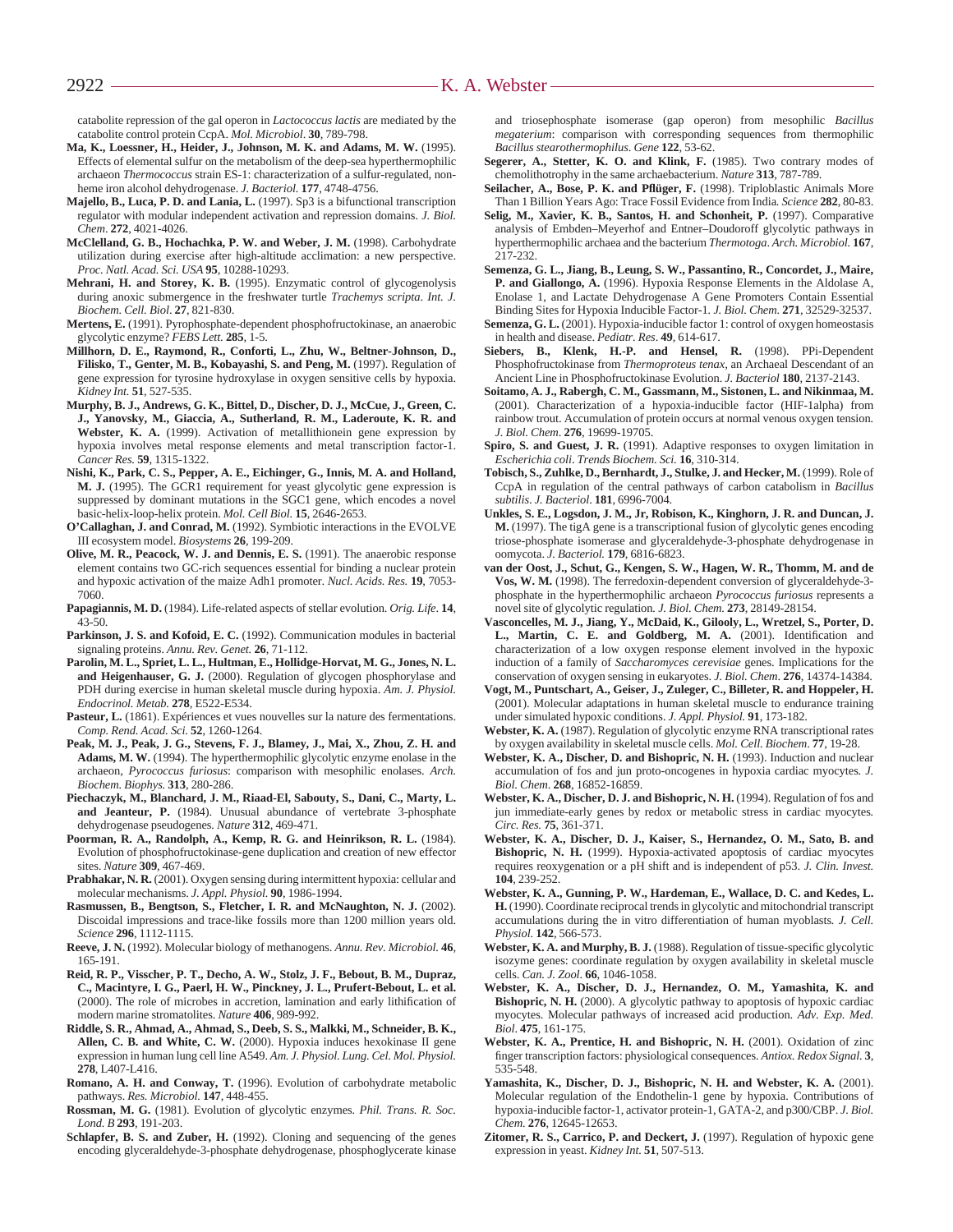catabolite repression of the gal operon in *Lactococcus lactis* are mediated by the catabolite control protein CcpA. *Mol. Microbiol*. **30**, 789-798.

**Ma, K., Loessner, H., Heider, J., Johnson, M. K. and Adams, M. W.** (1995). Effects of elemental sulfur on the metabolism of the deep-sea hyperthermophilic archaeon *Thermococcus* strain ES-1: characterization of a sulfur-regulated, non-heme iron alcohol dehydrogenase. *J. Bacteriol*. **177**, 4748-4756.

**Majello, B., Luca, P. D. and Lania, L.** (1997). Sp3 is a bifunctional transcription regulator with modular independent activation and repression domains. *J. Biol. Chem*. **272**, 4021-4026.

**McClelland, G. B., Hochachka, P. W. and Weber, J. M.** (1998). Carbohydrate utilization during exercise after high-altitude acclimation: a new perspective. *Proc. Natl. Acad. Sci. USA* **95**, 10288-10293.

**Mehrani, H. and Storey, K. B.** (1995). Enzymatic control of glycogenolysis during anoxic submergence in the freshwater turtle *Trachemys scripta*. *Int. J. Biochem. Cell. Biol*. **27**, 821-830.

**Mertens, E.** (1991). Pyrophosphate-dependent phosphofructokinase, an anaerobic glycolytic enzyme? *FEBS Lett.* **285**, 1-5.

**Millhorn, D. E., Raymond, R., Conforti, L., Zhu, W., Beltner-Johnson, D., Filisko, T., Genter, M. B., Kobayashi, S. and Peng, M.** (1997). Regulation of gene expression for tyrosine hydroxylase in oxygen sensitive cells by hypoxia. *Kidney Int.* **51**, 527-535.

**Murphy, B. J., Andrews, G. K., Bittel, D., Discher, D. J., McCue, J., Green, C. J., Yanovsky, M., Giaccia, A., Sutherland, R. M., Laderoute, K. R. and Webster, K. A.** (1999). Activation of metallithionein gene expression by hypoxia involves metal response elements and metal transcription factor-1. *Cancer Res.* **59**, 1315-1322.

**Nishi, K., Park, C. S., Pepper, A. E., Eichinger, G., Innis, M. A. and Holland, M. J.** (1995). The GCR1 requirement for yeast glycolytic gene expression is suppressed by dominant mutations in the SGC1 gene, which encodes a novel basic-helix-loop-helix protein. *Mol. Cell Biol.* **15**, 2646-2653.

**O'Callaghan, J. and Conrad, M.** (1992). Symbiotic interactions in the EVOLVE III ecosystem model. *Biosystems* **26**, 199-209.

**Olive, M. R., Peacock, W. J. and Dennis, E. S.** (1991). The anaerobic response element contains two GC-rich sequences essential for binding a nuclear protein and hypoxic activation of the maize Adh1 promoter. *Nucl. Acids. Res.* **19**, 7053-7060.

**Papagiannis, M. D.** (1984). Life-related aspects of stellar evolution. *Orig. Life*. **14**, 43-50.

**Parkinson, J. S. and Kofoid, E. C.** (1992). Communication modules in bacterial signaling proteins. *Annu. Rev. Genet.* **26**, 71-112.

**Parolin, M. L., Spriet, L. L., Hultman, E., Hollidge-Horvat, M. G., Jones, N. L. and Heigenhauser, G. J.** (2000). Regulation of glycogen phosphorylase and PDH during exercise in human skeletal muscle during hypoxia. *Am. J. Physiol. Endocrinol. Metab.* **278**, E522-E534.

**Pasteur, L.** (1861). Expériences et vues nouvelles sur la nature des fermentations. *Comp. Rend. Acad. Sci.* **52**, 1260-1264.

**Peak, M. J., Peak, J. G., Stevens, F. J., Blamey, J., Mai, X., Zhou, Z. H. and Adams, M. W.** (1994). The hyperthermophilic glycolytic enzyme enolase in the archaeon, *Pyrococcus furiosus*: comparison with mesophilic enolases. *Arch. Biochem. Biophys.* **313**, 280-286.

**Piechaczyk, M., Blanchard, J. M., Riaad-El, Sabouty, S., Dani, C., Marty, L. and Jeanteur, P.** (1984). Unusual abundance of vertebrate 3-phosphate dehydrogenase pseudogenes. *Nature* **312**, 469-471.

**Poorman, R. A., Randolph, A., Kemp, R. G. and Heinrikson, R. L.** (1984). Evolution of phosphofructokinase-gene duplication and creation of new effector sites. *Nature* **309**, 467-469.

**Prabhakar, N. R.** (2001). Oxygen sensing during intermittent hypoxia: cellular and molecular mechanisms. *J. Appl. Physiol.* **90**, 1986-1994.

**Rasmussen, B., Bengtson, S., Fletcher, I. R. and McNaughton, N. J.** (2002). Discoidal impressions and trace-like fossils more than 1200 million years old. *Science* **296**, 1112-1115.

**Reeve, J. N.** (1992). Molecular biology of methanogens. *Annu. Rev. Microbiol.* **46**, 165-191.

**Reid, R. P., Visscher, P. T., Decho, A. W., Stolz, J. F., Bebout, B. M., Dupraz, C., Macintyre, I. G., Paerl, H. W., Pinckney, J. L., Prufert-Bebout, L. et al.** (2000). The role of microbes in accretion, lamination and early lithification of modern marine stromatolites. *Nature* **406**, 989-992.

**Riddle, S. R., Ahmad, A., Ahmad, S., Deeb, S. S., Malkki, M., Schneider, B. K., Allen, C. B. and White, C. W.** (2000). Hypoxia induces hexokinase II gene expression in human lung cell line A549. *Am. J. Physiol. Lung. Cel. Mol. Physiol.* **278**, L407-L416.

**Romano, A. H. and Conway, T.** (1996). Evolution of carbohydrate metabolic pathways. *Res. Microbiol.* **147**, 448-455.

**Rossman, M. G.** (1981). Evolution of glycolytic enzymes. *Phil. Trans. R. Soc. Lond. B* **293**, 191-203.

**Schlapfer, B. S. and Zuber, H.** (1992). Cloning and sequencing of the genes encoding glyceraldehyde-3-phosphate dehydrogenase, phosphoglycerate kinase and triosephosphate isomerase (gap operon) from mesophilic *Bacillus megaterium*: comparison with corresponding sequences from thermophilic *Bacillus stearothermophilus*. *Gene* **122**, 53-62.

**Segerer, A., Stetter, K. O. and Klink, F.** (1985). Two contrary modes of chemolithotrophy in the same archaebacterium. *Nature* **313**, 787-789.

**Seilacher, A., Bose, P. K. and Pflüger, F.** (1998). Triploblastic Animals More Than 1 Billion Years Ago: Trace Fossil Evidence from India. *Science* **282**, 80-83.

**Selig, M., Xavier, K. B., Santos, H. and Schonheit, P.** (1997). Comparative analysis of Embden–Meyerhof and Entner–Doudoroff glycolytic pathways in hyperthermophilic archaea and the bacterium *Thermotoga*. *Arch. Microbiol.* **167**, 217-232.

**Semenza, G. L., Jiang, B., Leung, S. W., Passantino, R., Concordet, J., Maire, P. and Giallongo, A.** (1996). Hypoxia Response Elements in the Aldolase A, Enolase 1, and Lactate Dehydrogenase A Gene Promoters Contain Essential Binding Sites for Hypoxia Inducible Factor-1. *J. Biol. Chem.* **271**, 32529-32537.

**Semenza, G. L.** (2001). Hypoxia-inducible factor 1: control of oxygen homeostasis in health and disease. *Pediatr. Res*. **49**, 614-617.

**Siebers, B., Klenk, H.-P. and Hensel, R.** (1998). PPi-Dependent Phosphofructokinase from *Thermoproteus tenax*, an Archaeal Descendant of an Ancient Line in Phosphofructokinase Evolution. *J. Bacteriol* **180**, 2137-2143.

**Soitamo, A. J., Rabergh, C. M., Gassmann, M., Sistonen, L. and Nikinmaa, M.** (2001). Characterization of a hypoxia-inducible factor (HIF-1alpha) from rainbow trout. Accumulation of protein occurs at normal venous oxygen tension. *J. Biol. Chem*. **276**, 19699-19705.

**Spiro, S. and Guest, J. R.** (1991). Adaptive responses to oxygen limitation in *Escherichia coli*. *Trends Biochem. Sci.* **16**, 310-314.

**Tobisch, S., Zuhlke, D., Bernhardt, J., Stulke, J. and Hecker, M.** (1999). Role of CcpA in regulation of the central pathways of carbon catabolism in *Bacillus subtilis*. *J. Bacteriol*. **181**, 6996-7004.

**Unkles, S. E., Logsdon, J. M., Jr, Robison, K., Kinghorn, J. R. and Duncan, J. M.** (1997). The tigA gene is a transcriptional fusion of glycolytic genes encoding triose-phosphate isomerase and glyceraldehyde-3-phosphate dehydrogenase in oomycota. *J. Bacteriol.* **179**, 6816-6823.

**van der Oost, J., Schut, G., Kengen, S. W., Hagen, W. R., Thomm, M. and de Vos, W. M.** (1998). The ferredoxin-dependent conversion of glyceraldehyde-3-phosphate in the hyperthermophilic archaeon *Pyrococcus furiosus* represents a novel site of glycolytic regulation. *J. Biol. Chem*. **273**, 28149-28154.

**Vasconcelles, M. J., Jiang, Y., McDaid, K., Gilooly, L., Wretzel, S., Porter, D. L., Martin, C. E. and Goldberg, M. A.** (2001). Identification and characterization of a low oxygen response element involved in the hypoxic induction of a family of *Saccharomyces cerevisiae* genes. Implications for the conservation of oxygen sensing in eukaryotes. *J. Biol. Chem*. **276**, 14374-14384.

**Vogt, M., Puntschart, A., Geiser, J., Zuleger, C., Billeter, R. and Hoppeler, H.** (2001). Molecular adaptations in human skeletal muscle to endurance training under simulated hypoxic conditions. *J. Appl. Physiol.* **91**, 173-182.

**Webster, K. A.** (1987). Regulation of glycolytic enzyme RNA transcriptional rates by oxygen availability in skeletal muscle cells. *Mol. Cell. Biochem*. **77**, 19-28.

**Webster, K. A., Discher, D. and Bishopric, N. H.** (1993). Induction and nuclear accumulation of fos and jun proto-oncogenes in hypoxia cardiac myocytes. *J. Biol. Chem*. **268**, 16852-16859.

**Webster, K. A., Discher, D. J. and Bishopric, N. H.** (1994). Regulation of fos and jun immediate-early genes by redox or metabolic stress in cardiac myocytes. *Circ. Res.* **75**, 361-371.

**Webster, K. A., Discher, D. J., Kaiser, S., Hernandez, O. M., Sato, B. and Bishopric, N. H.** (1999). Hypoxia-activated apoptosis of cardiac myocytes requires reoxygenation or a pH shift and is independent of p53. *J. Clin. Invest.* **104**, 239-252.

**Webster, K. A., Gunning, P. W., Hardeman, E., Wallace, D. C. and Kedes, L. H.** (1990). Coordinate reciprocal trends in glycolytic and mitochondrial transcript accumulations during the in vitro differentiation of human myoblasts. *J. Cell. Physiol.* **142**, 566-573.

**Webster, K. A. and Murphy, B. J.** (1988). Regulation of tissue-specific glycolytic isozyme genes: coordinate regulation by oxygen availability in skeletal muscle cells. *Can. J. Zool*. **66**, 1046-1058.

**Webster, K. A., Discher, D. J., Hernandez, O. M., Yamashita, K. and Bishopric, N. H.** (2000). A glycolytic pathway to apoptosis of hypoxic cardiac myocytes. Molecular pathways of increased acid production. *Adv. Exp. Med. Biol*. **475**, 161-175.

**Webster, K. A., Prentice, H. and Bishopric, N. H.** (2001). Oxidation of zinc finger transcription factors: physiological consequences. *Antiox. Redox Signal.* **3**, 535-548.

**Yamashita, K., Discher, D. J., Bishopric, N. H. and Webster, K. A.** (2001). Molecular regulation of the Endothelin-1 gene by hypoxia. Contributions of hypoxia-inducible factor-1, activator protein-1, GATA-2, and p300/CBP. *J. Biol. Chem.* **276**, 12645-12653.

**Zitomer, R. S., Carrico, P. and Deckert, J.** (1997). Regulation of hypoxic gene expression in yeast. *Kidney Int.* **51**, 507-513.